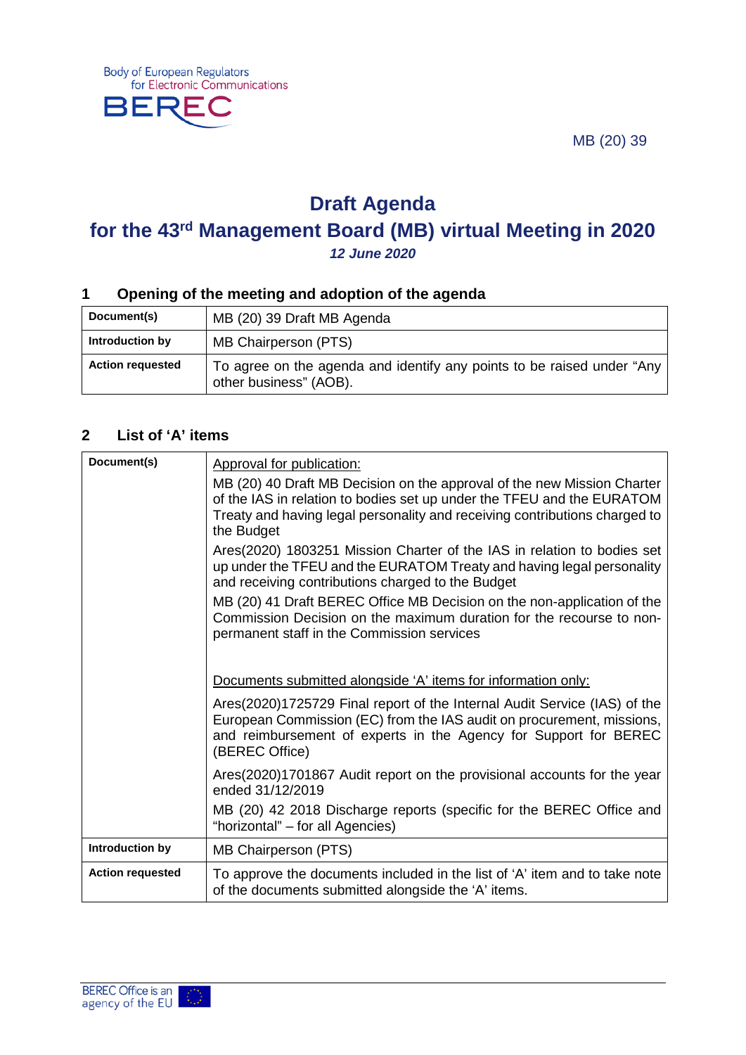Body of European Regulators for Electronic Communications

BEREC

MB (20) 39

# Draft Agenda
## for the 43rd Management Board (MB) virtual Meeting in 2020
***12 June 2020***

## 1 Opening of the meeting and adoption of the agenda

| Document(s) | MB (20) 39 Draft MB Agenda |
|---|---|
| **Introduction by** | MB Chairperson (PTS) |
| **Action requested** | To agree on the agenda and identify any points to be raised under "Any other business" (AOB). |

## 2 List of 'A' items

| Document(s) | <u>Approval for publication:</u><br><br>MB (20) 40 Draft MB Decision on the approval of the new Mission Charter of the IAS in relation to bodies set up under the TFEU and the EURATOM Treaty and having legal personality and receiving contributions charged to the Budget<br><br>Ares(2020) 1803251 Mission Charter of the IAS in relation to bodies set up under the TFEU and the EURATOM Treaty and having legal personality and receiving contributions charged to the Budget<br><br>MB (20) 41 Draft BEREC Office MB Decision on the non-application of the Commission Decision on the maximum duration for the recourse to non-permanent staff in the Commission services<br><br><u>Documents submitted alongside 'A' items for information only:</u><br><br>Ares(2020)1725729 Final report of the Internal Audit Service (IAS) of the European Commission (EC) from the IAS audit on procurement, missions, and reimbursement of experts in the Agency for Support for BEREC (BEREC Office)<br><br>Ares(2020)1701867 Audit report on the provisional accounts for the year ended 31/12/2019<br><br>MB (20) 42 2018 Discharge reports (specific for the BEREC Office and "horizontal" – for all Agencies) |
|---|---|
| **Introduction by** | MB Chairperson (PTS) |
| **Action requested** | To approve the documents included in the list of 'A' item and to take note of the documents submitted alongside the 'A' items. |

BEREC Office is an agency of the EU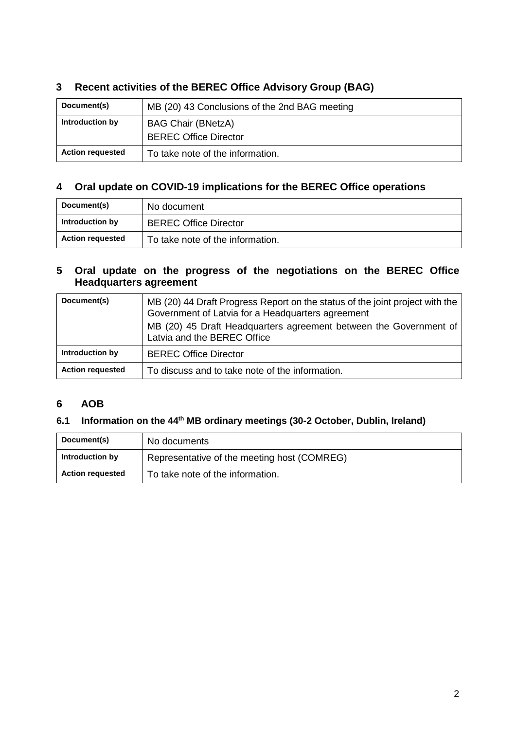## 3 Recent activities of the BEREC Office Advisory Group (BAG)

| | |
|---|---|
| **Document(s)** | MB (20) 43 Conclusions of the 2nd BAG meeting |
| **Introduction by** | BAG Chair (BNetzA)<br>BEREC Office Director |
| **Action requested** | To take note of the information. |

## 4 Oral update on COVID-19 implications for the BEREC Office operations

| | |
|---|---|
| **Document(s)** | No document |
| **Introduction by** | BEREC Office Director |
| **Action requested** | To take note of the information. |

## 5 Oral update on the progress of the negotiations on the BEREC Office Headquarters agreement

| | |
|---|---|
| **Document(s)** | MB (20) 44 Draft Progress Report on the status of the joint project with the Government of Latvia for a Headquarters agreement<br>MB (20) 45 Draft Headquarters agreement between the Government of Latvia and the BEREC Office |
| **Introduction by** | BEREC Office Director |
| **Action requested** | To discuss and to take note of the information. |

## 6 AOB

### 6.1 Information on the 44th MB ordinary meetings (30-2 October, Dublin, Ireland)

| | |
|---|---|
| **Document(s)** | No documents |
| **Introduction by** | Representative of the meeting host (COMREG) |
| **Action requested** | To take note of the information. |